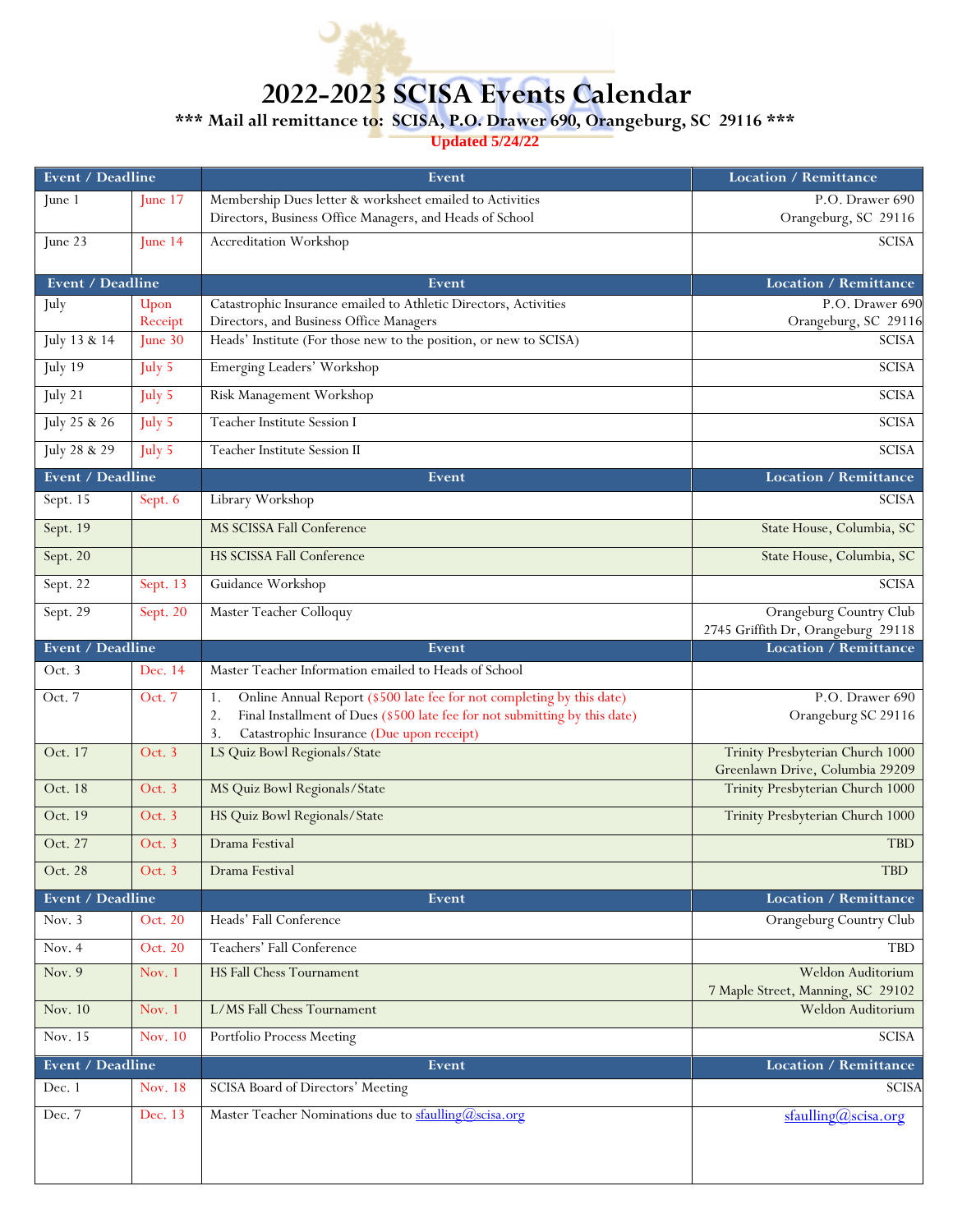# 2022-2023 SCISA Events Calendar

**\*\*\* Mail all remittance to: SCISA, P.O. Drawer 690, Orangeburg, SC 29116 \*\*\***

**Updated 5/24/22**

| Event / Deadline | | Event | Location / Remittance |
|---|---|---|---|
| June 1 | June 17 | Membership Dues letter & worksheet emailed to Activities Directors, Business Office Managers, and Heads of School | P.O. Drawer 690 Orangeburg, SC 29116 |
| June 23 | June 14 | Accreditation Workshop | SCISA |
| **Event / Deadline** | | **Event** | **Location / Remittance** |
| July | Upon Receipt | Catastrophic Insurance emailed to Athletic Directors, Activities Directors, and Business Office Managers | P.O. Drawer 690 Orangeburg, SC 29116 |
| July 13 & 14 | June 30 | Heads' Institute (For those new to the position, or new to SCISA) | SCISA |
| July 19 | July 5 | Emerging Leaders' Workshop | SCISA |
| July 21 | July 5 | Risk Management Workshop | SCISA |
| July 25 & 26 | July 5 | Teacher Institute Session I | SCISA |
| July 28 & 29 | July 5 | Teacher Institute Session II | SCISA |
| **Event / Deadline** | | **Event** | **Location / Remittance** |
| Sept. 15 | Sept. 6 | Library Workshop | SCISA |
| Sept. 19 | | MS SCISSA Fall Conference | State House, Columbia, SC |
| Sept. 20 | | HS SCISSA Fall Conference | State House, Columbia, SC |
| Sept. 22 | Sept. 13 | Guidance Workshop | SCISA |
| Sept. 29 | Sept. 20 | Master Teacher Colloquy | Orangeburg Country Club 2745 Griffith Dr, Orangeburg 29118 |
| **Event / Deadline** | | **Event** | **Location / Remittance** |
| Oct. 3 | Dec. 14 | Master Teacher Information emailed to Heads of School | |
| Oct. 7 | Oct. 7 | 1. Online Annual Report ($500 late fee for not completing by this date)<br>2. Final Installment of Dues ($500 late fee for not submitting by this date)<br>3. Catastrophic Insurance (Due upon receipt) | P.O. Drawer 690 Orangeburg SC 29116 |
| Oct. 17 | Oct. 3 | LS Quiz Bowl Regionals/State | Trinity Presbyterian Church 1000 Greenlawn Drive, Columbia 29209 |
| Oct. 18 | Oct. 3 | MS Quiz Bowl Regionals/State | Trinity Presbyterian Church 1000 |
| Oct. 19 | Oct. 3 | HS Quiz Bowl Regionals/State | Trinity Presbyterian Church 1000 |
| Oct. 27 | Oct. 3 | Drama Festival | TBD |
| Oct. 28 | Oct. 3 | Drama Festival | TBD |
| **Event / Deadline** | | **Event** | **Location / Remittance** |
| Nov. 3 | Oct. 20 | Heads' Fall Conference | Orangeburg Country Club |
| Nov. 4 | Oct. 20 | Teachers' Fall Conference | TBD |
| Nov. 9 | Nov. 1 | HS Fall Chess Tournament | Weldon Auditorium 7 Maple Street, Manning, SC 29102 |
| Nov. 10 | Nov. 1 | L/MS Fall Chess Tournament | Weldon Auditorium |
| Nov. 15 | Nov. 10 | Portfolio Process Meeting | SCISA |
| **Event / Deadline** | | **Event** | **Location / Remittance** |
| Dec. 1 | Nov. 18 | SCISA Board of Directors' Meeting | SCISA |
| Dec. 7 | Dec. 13 | Master Teacher Nominations due to sfaulling@scisa.org | sfaulling@scisa.org |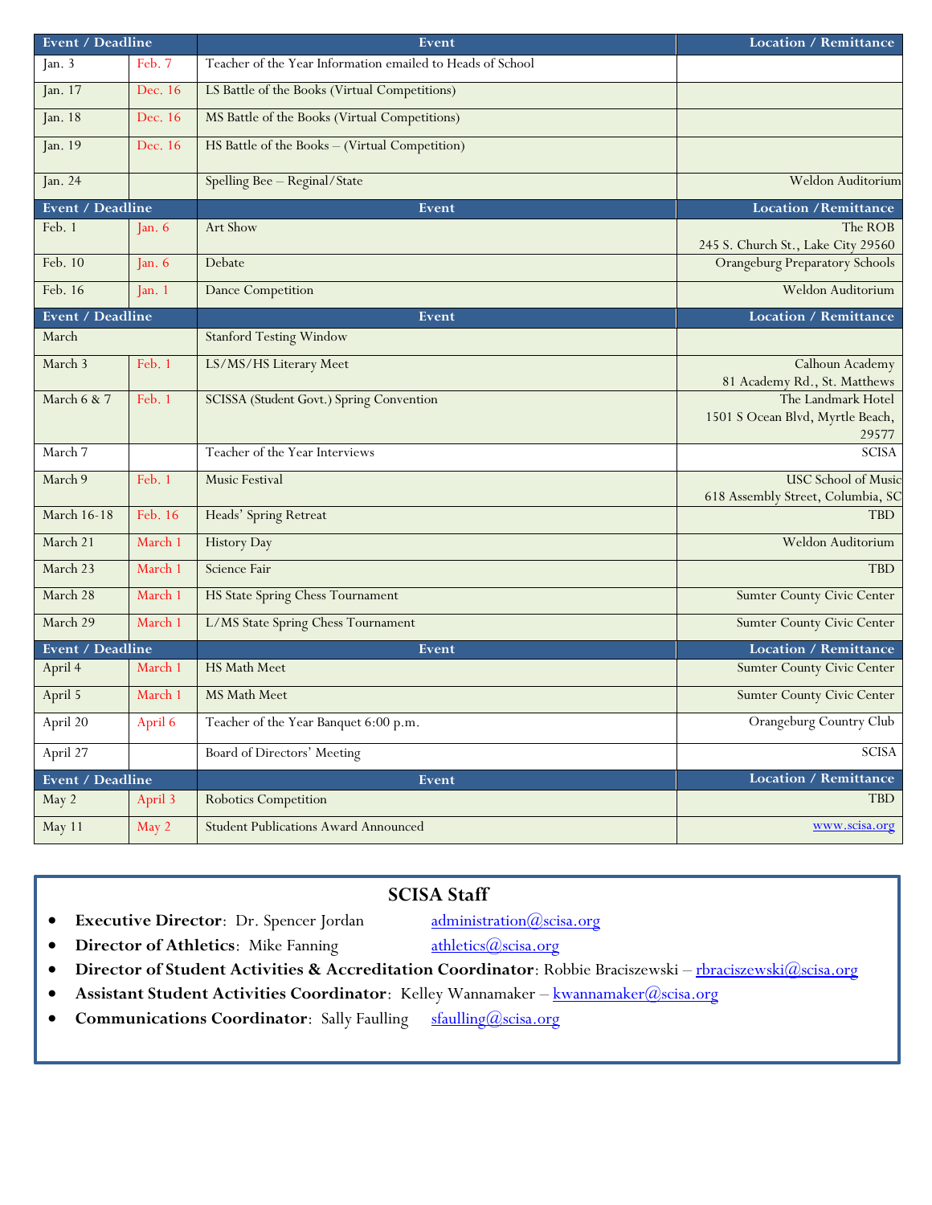| Event / Deadline | | Event | Location / Remittance |
|---|---|---|---|
| Jan. 3 | Feb. 7 | Teacher of the Year Information emailed to Heads of School | |
| Jan. 17 | Dec. 16 | LS Battle of the Books (Virtual Competitions) | |
| Jan. 18 | Dec. 16 | MS Battle of the Books (Virtual Competitions) | |
| Jan. 19 | Dec. 16 | HS Battle of the Books – (Virtual Competition) | |
| Jan. 24 | | Spelling Bee – Reginal/State | Weldon Auditorium |
| **Event / Deadline** | | **Event** | **Location / Remittance** |
| Feb. 1 | Jan. 6 | Art Show | The ROB<br>245 S. Church St., Lake City 29560 |
| Feb. 10 | Jan. 6 | Debate | Orangeburg Preparatory Schools |
| Feb. 16 | Jan. 1 | Dance Competition | Weldon Auditorium |
| **Event / Deadline** | | **Event** | **Location / Remittance** |
| March | | Stanford Testing Window | |
| March 3 | Feb. 1 | LS/MS/HS Literary Meet | Calhoun Academy<br>81 Academy Rd., St. Matthews |
| March 6 & 7 | Feb. 1 | SCISSA (Student Govt.) Spring Convention | The Landmark Hotel<br>1501 S Ocean Blvd, Myrtle Beach, 29577 |
| March 7 | | Teacher of the Year Interviews | SCISA |
| March 9 | Feb. 1 | Music Festival | USC School of Music<br>618 Assembly Street, Columbia, SC |
| March 16-18 | Feb. 16 | Heads' Spring Retreat | TBD |
| March 21 | March 1 | History Day | Weldon Auditorium |
| March 23 | March 1 | Science Fair | TBD |
| March 28 | March 1 | HS State Spring Chess Tournament | Sumter County Civic Center |
| March 29 | March 1 | L/MS State Spring Chess Tournament | Sumter County Civic Center |
| **Event / Deadline** | | **Event** | **Location / Remittance** |
| April 4 | March 1 | HS Math Meet | Sumter County Civic Center |
| April 5 | March 1 | MS Math Meet | Sumter County Civic Center |
| April 20 | April 6 | Teacher of the Year Banquet 6:00 p.m. | Orangeburg Country Club |
| April 27 | | Board of Directors' Meeting | SCISA |
| **Event / Deadline** | | **Event** | **Location / Remittance** |
| May 2 | April 3 | Robotics Competition | TBD |
| May 11 | May 2 | Student Publications Award Announced | www.scisa.org |

## SCISA Staff

- **Executive Director**: Dr. Spencer Jordan administration@scisa.org
- **Director of Athletics**: Mike Fanning athletics@scisa.org
- **Director of Student Activities & Accreditation Coordinator**: Robbie Braciszewski – rbraciszewski@scisa.org
- **Assistant Student Activities Coordinator**: Kelley Wannamaker – kwannamaker@scisa.org
- **Communications Coordinator**: Sally Faulling sfaulling@scisa.org